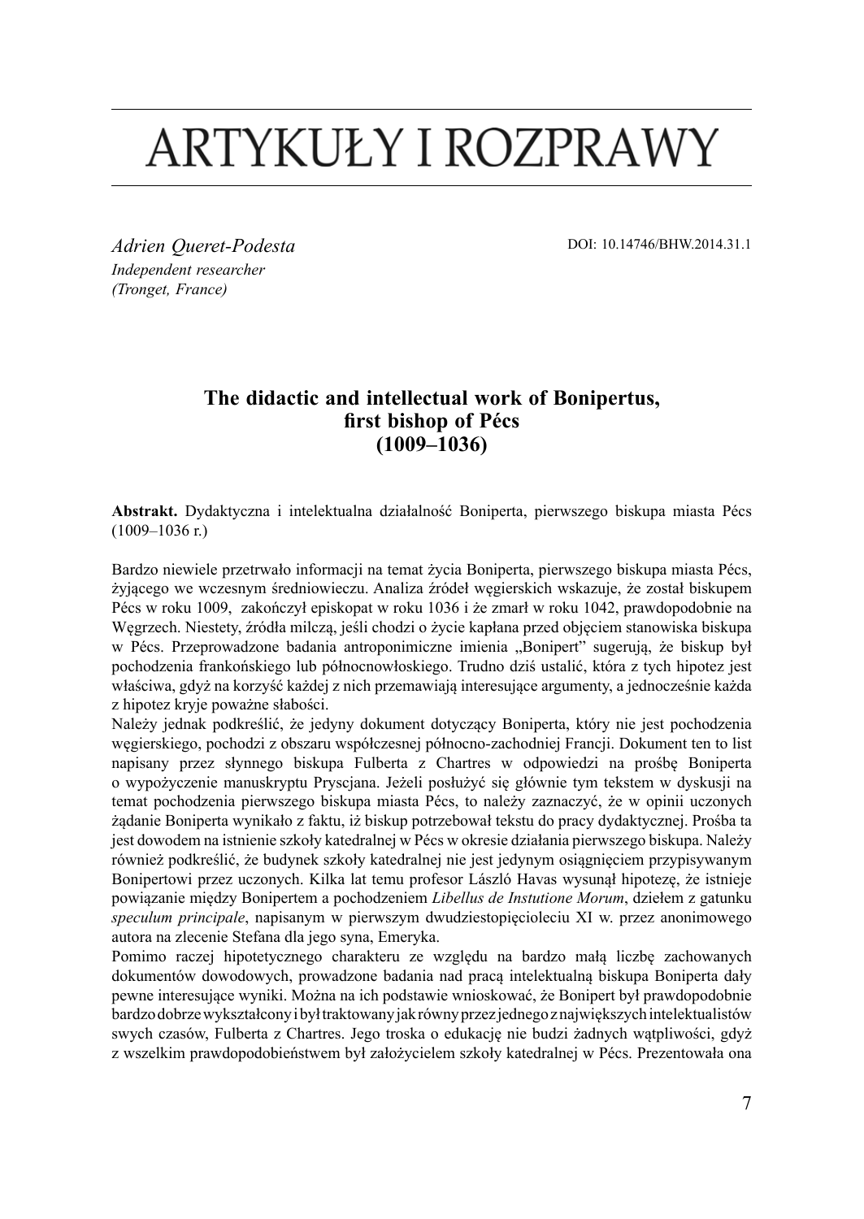# ARTYKUŁY I ROZPRAWY

*Adrien Queret-Podesta*
*Independent researcher*
*(Tronget, France)*

DOI: 10.14746/BHW.2014.31.1

## The didactic and intellectual work of Bonipertus, first bishop of Pécs (1009–1036)

**Abstrakt.** Dydaktyczna i intelektualna działalność Boniperta, pierwszego biskupa miasta Pécs (1009–1036 r.)

Bardzo niewiele przetrwało informacji na temat życia Boniperta, pierwszego biskupa miasta Pécs, żyjącego we wczesnym średniowieczu. Analiza źródeł węgierskich wskazuje, że został biskupem Pécs w roku 1009, zakończył episkopat w roku 1036 i że zmarł w roku 1042, prawdopodobnie na Węgrzech. Niestety, źródła milczą, jeśli chodzi o życie kapłana przed objęciem stanowiska biskupa w Pécs. Przeprowadzone badania antroponimiczne imienia „Bonipert" sugerują, że biskup był pochodzenia frankońskiego lub północnowłoskiego. Trudno dziś ustalić, która z tych hipotez jest właściwa, gdyż na korzyść każdej z nich przemawiają interesujące argumenty, a jednocześnie każda z hipotez kryje poważne słabości.

Należy jednak podkreślić, że jedyny dokument dotyczący Boniperta, który nie jest pochodzenia węgierskiego, pochodzi z obszaru współczesnej północno-zachodniej Francji. Dokument ten to list napisany przez słynnego biskupa Fulberta z Chartres w odpowiedzi na prośbę Boniperta o wypożyczenie manuskryptu Pryscjana. Jeżeli posłużyć się głównie tym tekstem w dyskusji na temat pochodzenia pierwszego biskupa miasta Pécs, to należy zaznaczyć, że w opinii uczonych żądanie Boniperta wynikało z faktu, iż biskup potrzebował tekstu do pracy dydaktycznej. Prośba ta jest dowodem na istnienie szkoły katedralnej w Pécs w okresie działania pierwszego biskupa. Należy również podkreślić, że budynek szkoły katedralnej nie jest jedynym osiągnięciem przypisywanym Bonipertowi przez uczonych. Kilka lat temu profesor László Havas wysunął hipotezę, że istnieje powiązanie między Bonipertem a pochodzeniem *Libellus de Instutione Morum*, dziełem z gatunku *speculum principale*, napisanym w pierwszym dwudziestopięcioleciu XI w. przez anonimowego autora na zlecenie Stefana dla jego syna, Emeryka.

Pomimo raczej hipotetycznego charakteru ze względu na bardzo małą liczbę zachowanych dokumentów dowodowych, prowadzone badania nad pracą intelektualną biskupa Boniperta dały pewne interesujące wyniki. Można na ich podstawie wnioskować, że Bonipert był prawdopodobnie bardzo dobrze wykształcony i był traktowany jak równy przez jednego z największych intelektualistów swych czasów, Fulberta z Chartres. Jego troska o edukację nie budzi żadnych wątpliwości, gdyż z wszelkim prawdopodobieństwem był założycielem szkoły katedralnej w Pécs. Prezentowała ona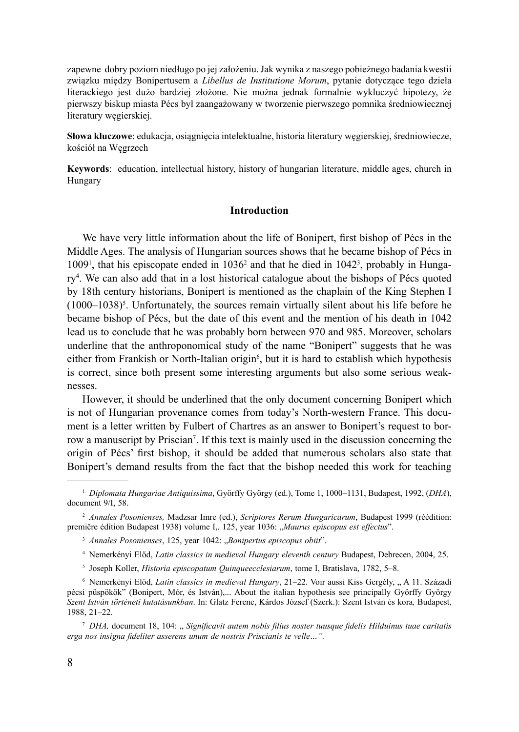zapewne dobry poziom niedługo po jej założeniu. Jak wynika z naszego pobieżnego badania kwestii związku między Bonipertusem a *Libellus de Institutione Morum*, pytanie dotyczące tego dzieła literackiego jest dużo bardziej złożone. Nie można jednak formalnie wykluczyć hipotezy, że pierwszy biskup miasta Pécs był zaangażowany w tworzenie pierwszego pomnika średniowiecznej literatury węgierskiej.

**Słowa kluczowe**: edukacja, osiągnięcia intelektualne, historia literatury węgierskiej, średniowiecze, kościół na Węgrzech

**Keywords**: education, intellectual history, history of hungarian literature, middle ages, church in Hungary

## Introduction

We have very little information about the life of Bonipert, first bishop of Pécs in the Middle Ages. The analysis of Hungarian sources shows that he became bishop of Pécs in 1009[1], that his episcopate ended in 1036[2] and that he died in 1042[3], probably in Hungary[4]. We can also add that in a lost historical catalogue about the bishops of Pécs quoted by 18th century historians, Bonipert is mentioned as the chaplain of the King Stephen I (1000–1038)[5]. Unfortunately, the sources remain virtually silent about his life before he became bishop of Pécs, but the date of this event and the mention of his death in 1042 lead us to conclude that he was probably born between 970 and 985. Moreover, scholars underline that the anthroponomical study of the name "Bonipert" suggests that he was either from Frankish or North-Italian origin[6], but it is hard to establish which hypothesis is correct, since both present some interesting arguments but also some serious weaknesses.

However, it should be underlined that the only document concerning Bonipert which is not of Hungarian provenance comes from today's North-western France. This document is a letter written by Fulbert of Chartres as an answer to Bonipert's request to borrow a manuscript by Priscian[7]. If this text is mainly used in the discussion concerning the origin of Pécs' first bishop, it should be added that numerous scholars also state that Bonipert's demand results from the fact that the bishop needed this work for teaching

---

[1] *Diplomata Hungariae Antiquissima*, Györffy György (ed.), Tome 1, 1000–1131, Budapest, 1992, (*DHA*), document 9/I, 58.

[2] *Annales Posonienses,* Madzsar Imre (ed.), *Scriptores Rerum Hungaricarum*, Budapest 1999 (réédition: premičre édition Budapest 1938) volume I,. 125, year 1036: „*Maurus episcopus est effectus*".

[3] *Annales Posonienses*, 125, year 1042: „*Bonipertus episcopus obiit*".

[4] Nemerkényi Előd, *Latin classics in medieval Hungary eleventh century* Budapest, Debrecen, 2004, 25.

[5] Joseph Koller, *Historia episcopatum Quinqueecclesiarum*, tome I, Bratislava, 1782, 5–8.

[6] Nemerkényi Előd, *Latin classics in medieval Hungary*, 21–22. Voir aussi Kiss Gergély, „ A 11. Századi pécsi püspökök" (Bonipert, Mór, és István),... About the italian hypothesis see principally Györffy György *Szent István történeti kutatásunkban*. In: Glatz Ferenc, Kárdos József (Szerk.): Szent István és kora*,* Budapest, 1988, 21–22.

[7] *DHA,* document 18, 104: „ *Significavit autem nobis filius noster tuusque fidelis Hilduinus tuae caritatis erga nos insigna fideliter asserens unum de nostris Priscianis te velle…".*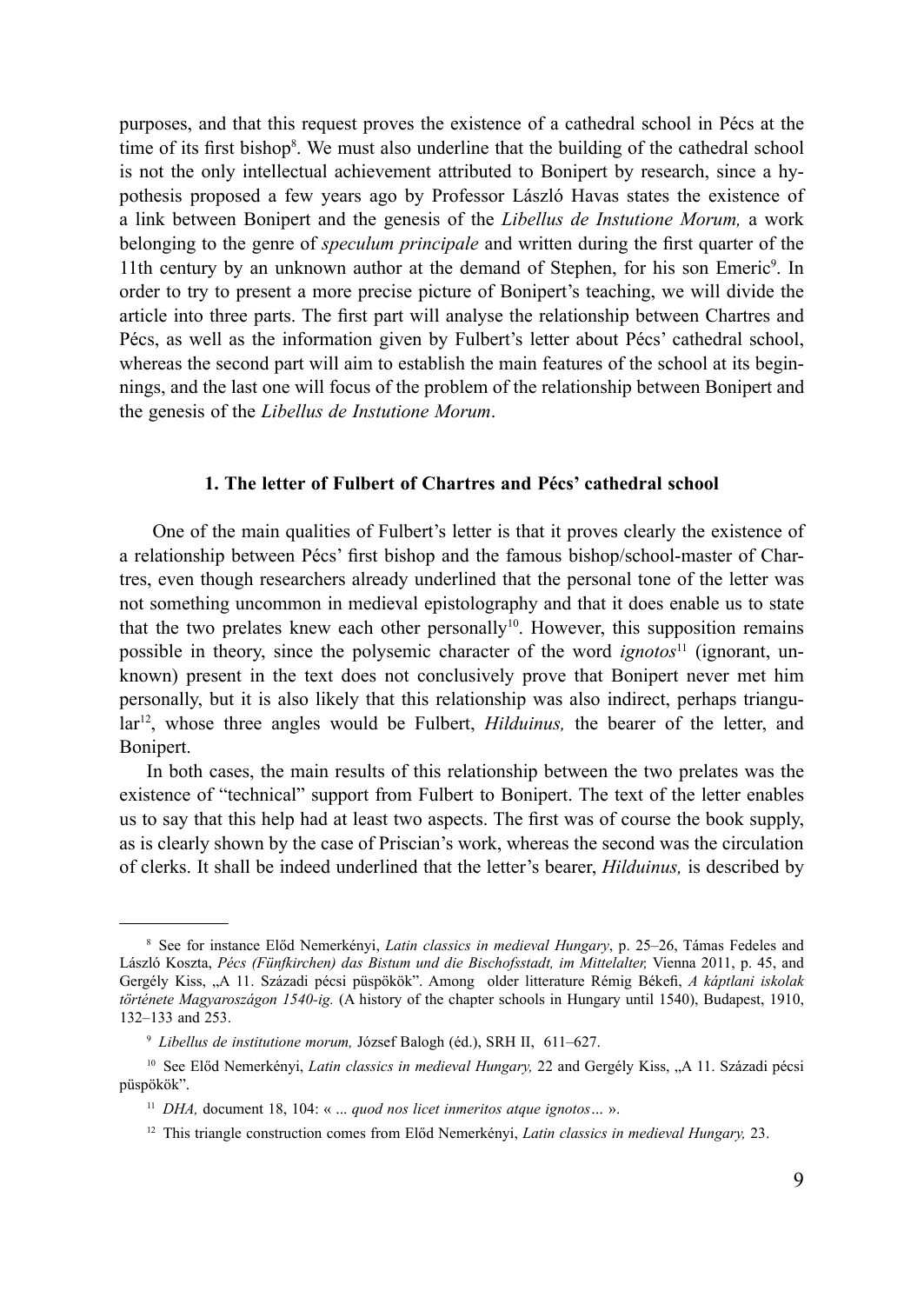purposes, and that this request proves the existence of a cathedral school in Pécs at the time of its first bishop[8]. We must also underline that the building of the cathedral school is not the only intellectual achievement attributed to Bonipert by research, since a hypothesis proposed a few years ago by Professor László Havas states the existence of a link between Bonipert and the genesis of the *Libellus de Instutione Morum,* a work belonging to the genre of *speculum principale* and written during the first quarter of the 11th century by an unknown author at the demand of Stephen, for his son Emeric[9]. In order to try to present a more precise picture of Bonipert's teaching, we will divide the article into three parts. The first part will analyse the relationship between Chartres and Pécs, as well as the information given by Fulbert's letter about Pécs' cathedral school, whereas the second part will aim to establish the main features of the school at its beginnings, and the last one will focus of the problem of the relationship between Bonipert and the genesis of the *Libellus de Instutione Morum*.

## 1. The letter of Fulbert of Chartres and Pécs' cathedral school

One of the main qualities of Fulbert's letter is that it proves clearly the existence of a relationship between Pécs' first bishop and the famous bishop/school-master of Chartres, even though researchers already underlined that the personal tone of the letter was not something uncommon in medieval epistolography and that it does enable us to state that the two prelates knew each other personally[10]. However, this supposition remains possible in theory, since the polysemic character of the word *ignotos*[11] (ignorant, unknown) present in the text does not conclusively prove that Bonipert never met him personally, but it is also likely that this relationship was also indirect, perhaps triangular[12], whose three angles would be Fulbert, *Hilduinus,* the bearer of the letter, and Bonipert.

In both cases, the main results of this relationship between the two prelates was the existence of "technical" support from Fulbert to Bonipert. The text of the letter enables us to say that this help had at least two aspects. The first was of course the book supply, as is clearly shown by the case of Priscian's work, whereas the second was the circulation of clerks. It shall be indeed underlined that the letter's bearer, *Hilduinus,* is described by

---

[8] See for instance Előd Nemerkényi, *Latin classics in medieval Hungary*, p. 25–26, Támas Fedeles and László Koszta, *Pécs (Fünfkirchen) das Bistum und die Bischofsstadt, im Mittelalter,* Vienna 2011, p. 45, and Gergély Kiss, „A 11. Századi pécsi püspökök". Among older litterature Rémig Békefi, *A káptlani iskolak története Magyaroszágon 1540-ig.* (A history of the chapter schools in Hungary until 1540), Budapest, 1910, 132–133 and 253.

[9] *Libellus de institutione morum,* József Balogh (éd.), SRH II, 611–627.

[10] See Előd Nemerkényi, *Latin classics in medieval Hungary,* 22 and Gergély Kiss, „A 11. Századi pécsi püspökök".

[11] *DHA,* document 18, 104: « *... quod nos licet inmeritos atque ignotos…* ».

[12] This triangle construction comes from Előd Nemerkényi, *Latin classics in medieval Hungary,* 23.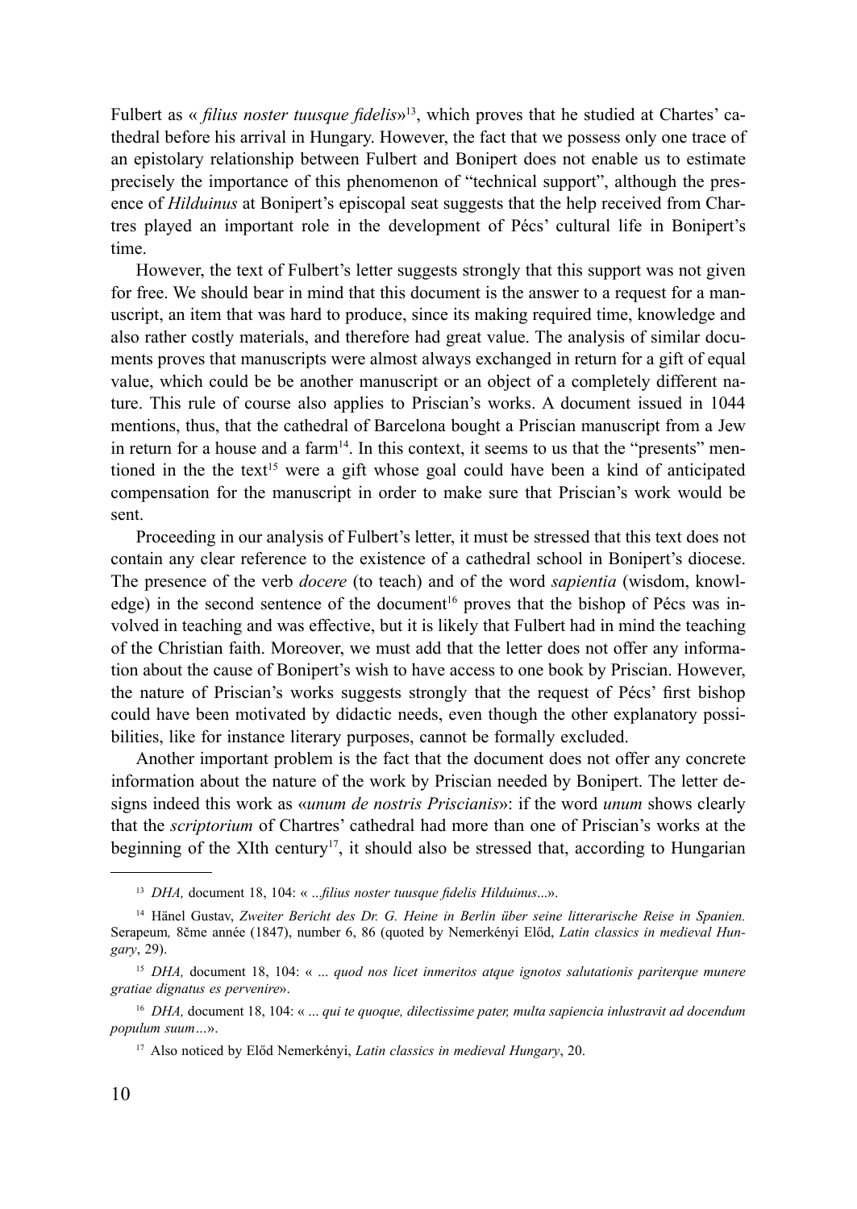Fulbert as « *filius noster tuusque fidelis*»[13], which proves that he studied at Chartes' cathedral before his arrival in Hungary. However, the fact that we possess only one trace of an epistolary relationship between Fulbert and Bonipert does not enable us to estimate precisely the importance of this phenomenon of "technical support", although the presence of *Hilduinus* at Bonipert's episcopal seat suggests that the help received from Chartres played an important role in the development of Pécs' cultural life in Bonipert's time.

However, the text of Fulbert's letter suggests strongly that this support was not given for free. We should bear in mind that this document is the answer to a request for a manuscript, an item that was hard to produce, since its making required time, knowledge and also rather costly materials, and therefore had great value. The analysis of similar documents proves that manuscripts were almost always exchanged in return for a gift of equal value, which could be be another manuscript or an object of a completely different nature. This rule of course also applies to Priscian's works. A document issued in 1044 mentions, thus, that the cathedral of Barcelona bought a Priscian manuscript from a Jew in return for a house and a farm[14]. In this context, it seems to us that the "presents" mentioned in the the text[15] were a gift whose goal could have been a kind of anticipated compensation for the manuscript in order to make sure that Priscian's work would be sent.

Proceeding in our analysis of Fulbert's letter, it must be stressed that this text does not contain any clear reference to the existence of a cathedral school in Bonipert's diocese. The presence of the verb *docere* (to teach) and of the word *sapientia* (wisdom, knowledge) in the second sentence of the document[16] proves that the bishop of Pécs was involved in teaching and was effective, but it is likely that Fulbert had in mind the teaching of the Christian faith. Moreover, we must add that the letter does not offer any information about the cause of Bonipert's wish to have access to one book by Priscian. However, the nature of Priscian's works suggests strongly that the request of Pécs' first bishop could have been motivated by didactic needs, even though the other explanatory possibilities, like for instance literary purposes, cannot be formally excluded.

Another important problem is the fact that the document does not offer any concrete information about the nature of the work by Priscian needed by Bonipert. The letter designs indeed this work as «*unum de nostris Priscianis*»: if the word *unum* shows clearly that the *scriptorium* of Chartres' cathedral had more than one of Priscian's works at the beginning of the XIth century[17], it should also be stressed that, according to Hungarian

---

[13] *DHA,* document 18, 104: « *...filius noster tuusque fidelis Hilduinus...*».

[14] Hänel Gustav, *Zweiter Bericht des Dr. G. Heine in Berlin über seine litterarische Reise in Spanien.* Serapeum*,* 8čme année (1847), number 6, 86 (quoted by Nemerkényi Előd, *Latin classics in medieval Hungary*, 29).

[15] *DHA,* document 18, 104: « *... quod nos licet inmeritos atque ignotos salutationis pariterque munere gratiae dignatus es pervenire*».

[16] *DHA,* document 18, 104: « *... qui te quoque, dilectissime pater, multa sapiencia inlustravit ad docendum populum suum…*».

[17] Also noticed by Előd Nemerkényi, *Latin classics in medieval Hungary*, 20.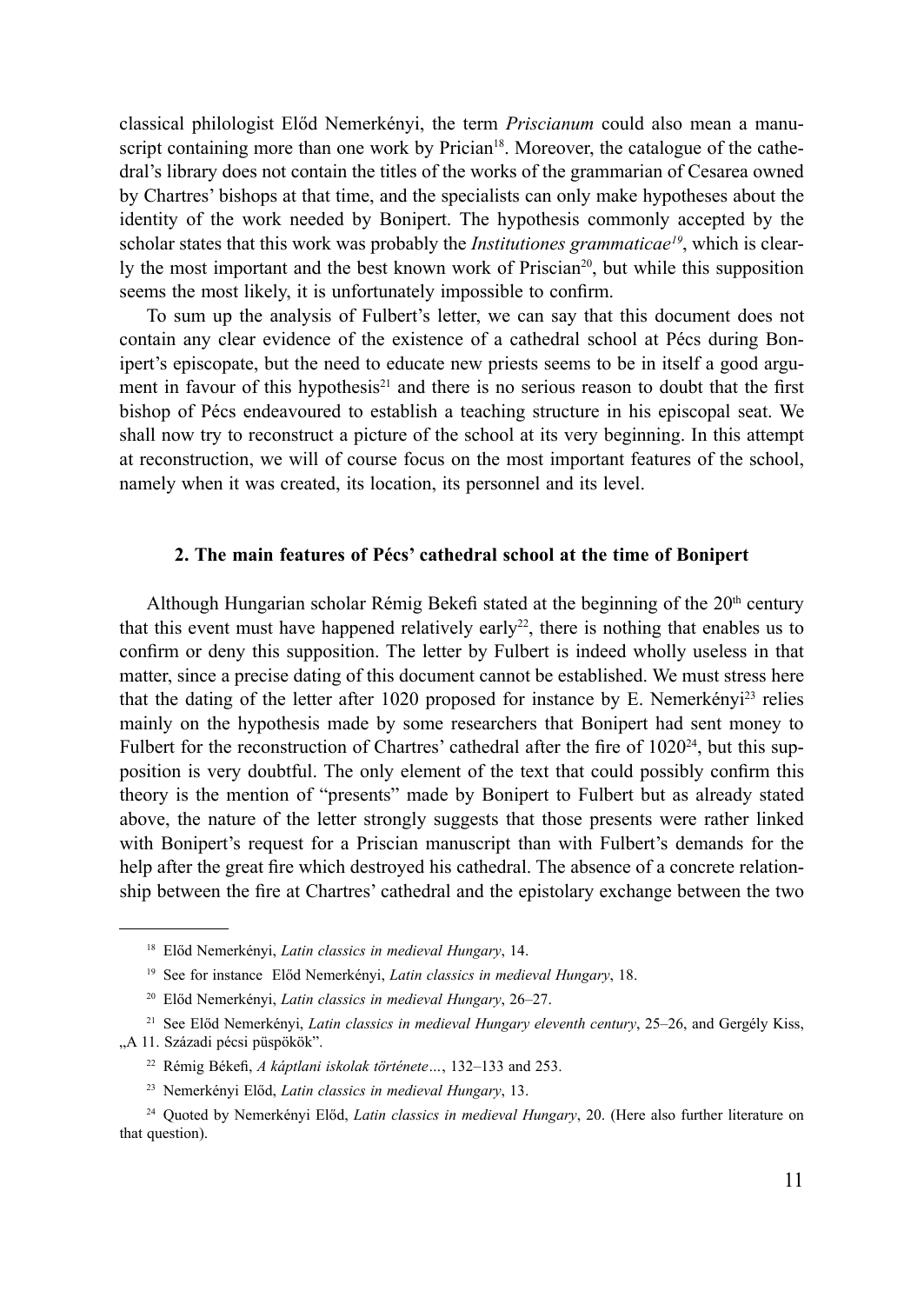classical philologist Előd Nemerkényi, the term *Priscianum* could also mean a manuscript containing more than one work by Prician[18]. Moreover, the catalogue of the cathedral's library does not contain the titles of the works of the grammarian of Cesarea owned by Chartres' bishops at that time, and the specialists can only make hypotheses about the identity of the work needed by Bonipert. The hypothesis commonly accepted by the scholar states that this work was probably the *Institutiones grammaticae*[19], which is clearly the most important and the best known work of Priscian[20], but while this supposition seems the most likely, it is unfortunately impossible to confirm.

To sum up the analysis of Fulbert's letter, we can say that this document does not contain any clear evidence of the existence of a cathedral school at Pécs during Bonipert's episcopate, but the need to educate new priests seems to be in itself a good argument in favour of this hypothesis[21] and there is no serious reason to doubt that the first bishop of Pécs endeavoured to establish a teaching structure in his episcopal seat. We shall now try to reconstruct a picture of the school at its very beginning. In this attempt at reconstruction, we will of course focus on the most important features of the school, namely when it was created, its location, its personnel and its level.

### 2. The main features of Pécs' cathedral school at the time of Bonipert

Although Hungarian scholar Rémig Bekefi stated at the beginning of the 20th century that this event must have happened relatively early[22], there is nothing that enables us to confirm or deny this supposition. The letter by Fulbert is indeed wholly useless in that matter, since a precise dating of this document cannot be established. We must stress here that the dating of the letter after 1020 proposed for instance by E. Nemerkényi[23] relies mainly on the hypothesis made by some researchers that Bonipert had sent money to Fulbert for the reconstruction of Chartres' cathedral after the fire of 1020[24], but this supposition is very doubtful. The only element of the text that could possibly confirm this theory is the mention of "presents" made by Bonipert to Fulbert but as already stated above, the nature of the letter strongly suggests that those presents were rather linked with Bonipert's request for a Priscian manuscript than with Fulbert's demands for the help after the great fire which destroyed his cathedral. The absence of a concrete relationship between the fire at Chartres' cathedral and the epistolary exchange between the two

---

[18] Előd Nemerkényi, *Latin classics in medieval Hungary*, 14.

[19] See for instance Előd Nemerkényi, *Latin classics in medieval Hungary*, 18.

[20] Előd Nemerkényi, *Latin classics in medieval Hungary*, 26–27.

[21] See Előd Nemerkényi, *Latin classics in medieval Hungary eleventh century*, 25–26, and Gergély Kiss, „A 11. Századi pécsi püspökök".

[22] Rémig Békefi, *A káptlani iskolak története…*, 132–133 and 253.

[23] Nemerkényi Előd, *Latin classics in medieval Hungary*, 13.

[24] Quoted by Nemerkényi Előd, *Latin classics in medieval Hungary*, 20. (Here also further literature on that question).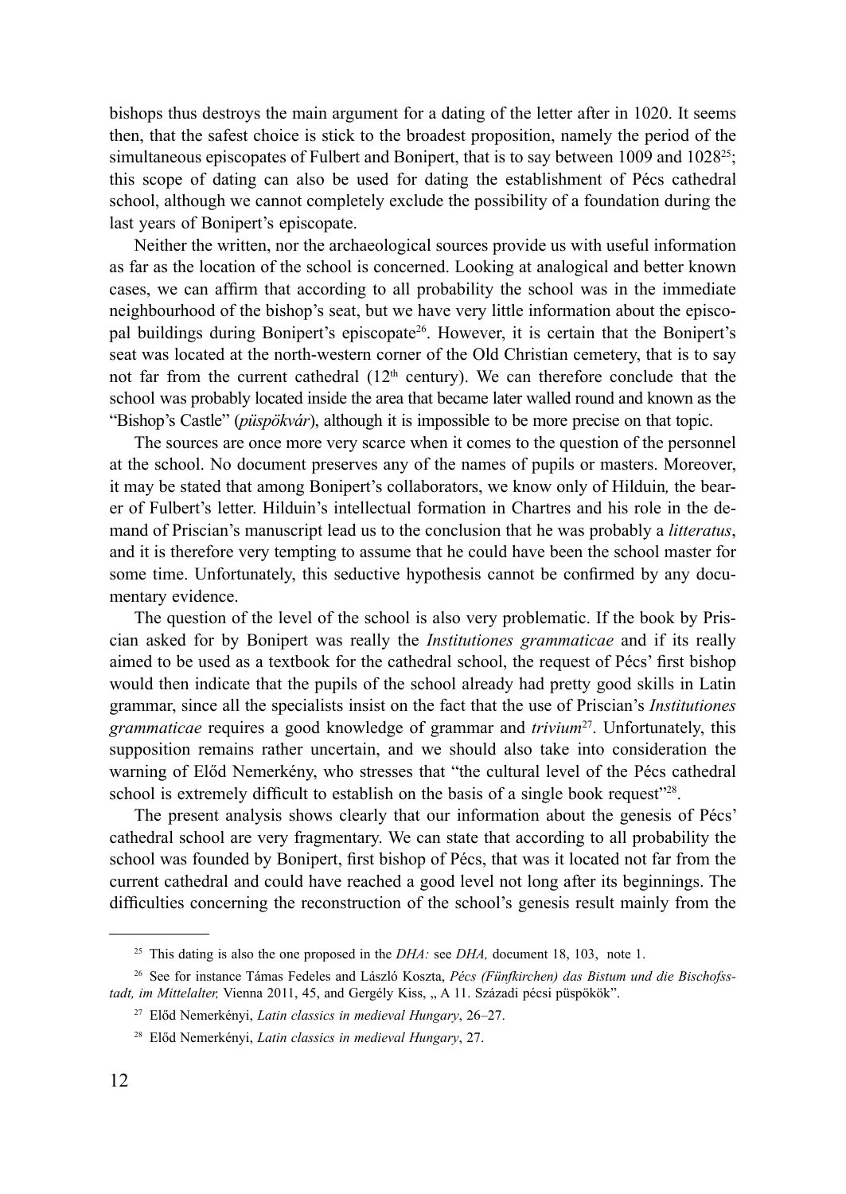bishops thus destroys the main argument for a dating of the letter after in 1020. It seems then, that the safest choice is stick to the broadest proposition, namely the period of the simultaneous episcopates of Fulbert and Bonipert, that is to say between 1009 and 1028[25]; this scope of dating can also be used for dating the establishment of Pécs cathedral school, although we cannot completely exclude the possibility of a foundation during the last years of Bonipert's episcopate.

Neither the written, nor the archaeological sources provide us with useful information as far as the location of the school is concerned. Looking at analogical and better known cases, we can affirm that according to all probability the school was in the immediate neighbourhood of the bishop's seat, but we have very little information about the episcopal buildings during Bonipert's episcopate[26]. However, it is certain that the Bonipert's seat was located at the north-western corner of the Old Christian cemetery, that is to say not far from the current cathedral (12th century). We can therefore conclude that the school was probably located inside the area that became later walled round and known as the "Bishop's Castle" (*püspökvár*), although it is impossible to be more precise on that topic.

The sources are once more very scarce when it comes to the question of the personnel at the school. No document preserves any of the names of pupils or masters. Moreover, it may be stated that among Bonipert's collaborators, we know only of Hilduin*,* the bearer of Fulbert's letter. Hilduin's intellectual formation in Chartres and his role in the demand of Priscian's manuscript lead us to the conclusion that he was probably a *litteratus*, and it is therefore very tempting to assume that he could have been the school master for some time. Unfortunately, this seductive hypothesis cannot be confirmed by any documentary evidence.

The question of the level of the school is also very problematic. If the book by Priscian asked for by Bonipert was really the *Institutiones grammaticae* and if its really aimed to be used as a textbook for the cathedral school, the request of Pécs' first bishop would then indicate that the pupils of the school already had pretty good skills in Latin grammar, since all the specialists insist on the fact that the use of Priscian's *Institutiones grammaticae* requires a good knowledge of grammar and *trivium*[27]. Unfortunately, this supposition remains rather uncertain, and we should also take into consideration the warning of Előd Nemerkény, who stresses that "the cultural level of the Pécs cathedral school is extremely difficult to establish on the basis of a single book request"[28].

The present analysis shows clearly that our information about the genesis of Pécs' cathedral school are very fragmentary. We can state that according to all probability the school was founded by Bonipert, first bishop of Pécs, that was it located not far from the current cathedral and could have reached a good level not long after its beginnings. The difficulties concerning the reconstruction of the school's genesis result mainly from the

---

[25] This dating is also the one proposed in the *DHA:* see *DHA,* document 18, 103, note 1.

[26] See for instance Támas Fedeles and László Koszta, *Pécs (Fünfkirchen) das Bistum und die Bischofsstadt, im Mittelalter,* Vienna 2011, 45, and Gergély Kiss, „ A 11. Századi pécsi püspökök".

[27] Előd Nemerkényi, *Latin classics in medieval Hungary*, 26–27.

[28] Előd Nemerkényi, *Latin classics in medieval Hungary*, 27.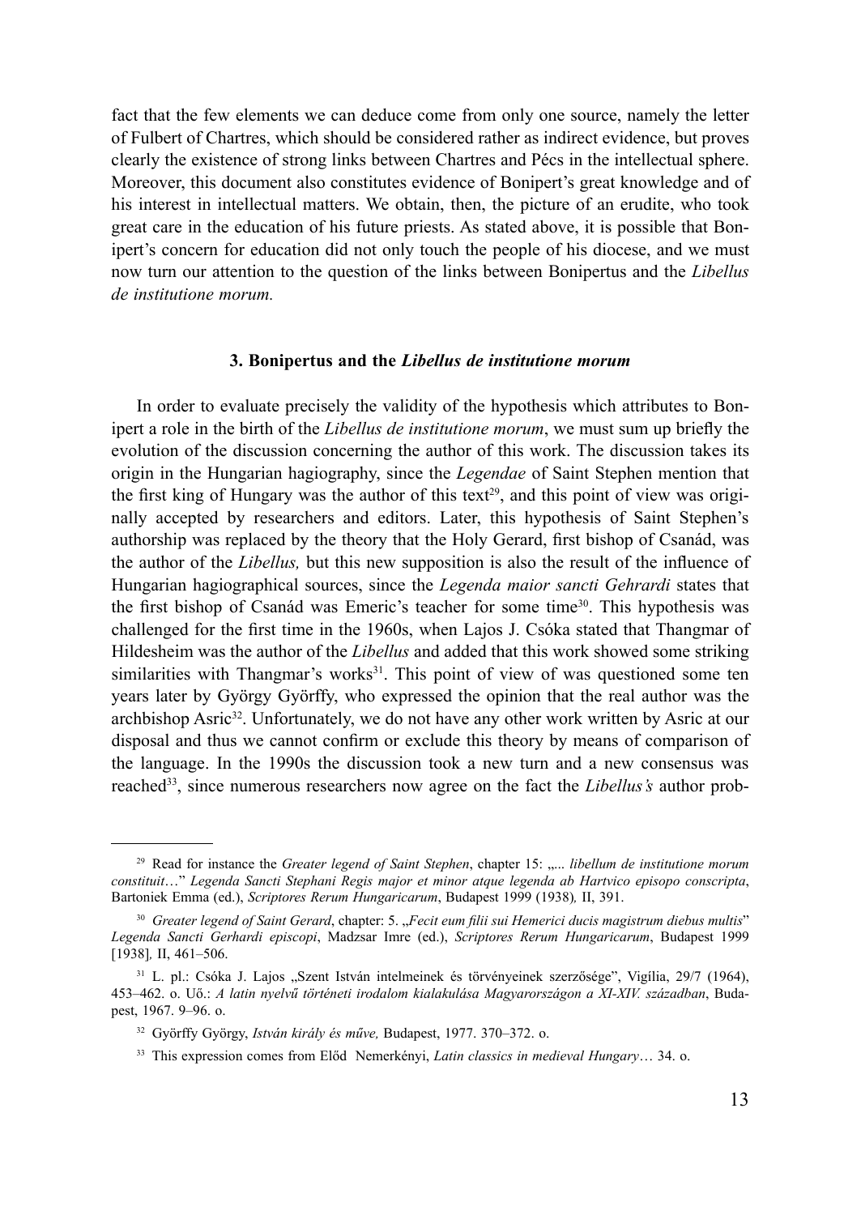fact that the few elements we can deduce come from only one source, namely the letter of Fulbert of Chartres, which should be considered rather as indirect evidence, but proves clearly the existence of strong links between Chartres and Pécs in the intellectual sphere. Moreover, this document also constitutes evidence of Bonipert's great knowledge and of his interest in intellectual matters. We obtain, then, the picture of an erudite, who took great care in the education of his future priests. As stated above, it is possible that Bonipert's concern for education did not only touch the people of his diocese, and we must now turn our attention to the question of the links between Bonipertus and the *Libellus de institutione morum.*

### 3. Bonipertus and the *Libellus de institutione morum*

In order to evaluate precisely the validity of the hypothesis which attributes to Bonipert a role in the birth of the *Libellus de institutione morum*, we must sum up briefly the evolution of the discussion concerning the author of this work. The discussion takes its origin in the Hungarian hagiography, since the *Legendae* of Saint Stephen mention that the first king of Hungary was the author of this text[29], and this point of view was originally accepted by researchers and editors. Later, this hypothesis of Saint Stephen's authorship was replaced by the theory that the Holy Gerard, first bishop of Csanád, was the author of the *Libellus,* but this new supposition is also the result of the influence of Hungarian hagiographical sources, since the *Legenda maior sancti Gehrardi* states that the first bishop of Csanád was Emeric's teacher for some time[30]. This hypothesis was challenged for the first time in the 1960s, when Lajos J. Csóka stated that Thangmar of Hildesheim was the author of the *Libellus* and added that this work showed some striking similarities with Thangmar's works[31]. This point of view of was questioned some ten years later by György Györffy, who expressed the opinion that the real author was the archbishop Asric[32]. Unfortunately, we do not have any other work written by Asric at our disposal and thus we cannot confirm or exclude this theory by means of comparison of the language. In the 1990s the discussion took a new turn and a new consensus was reached[33], since numerous researchers now agree on the fact the *Libellus's* author prob-

---

[29] Read for instance the *Greater legend of Saint Stephen*, chapter 15: „*... libellum de institutione morum constituit*…" *Legenda Sancti Stephani Regis major et minor atque legenda ab Hartvico episopo conscripta*, Bartoniek Emma (ed.), *Scriptores Rerum Hungaricarum*, Budapest 1999 (1938)*,* II, 391.

[30] *Greater legend of Saint Gerard*, chapter: 5. „*Fecit eum filii sui Hemerici ducis magistrum diebus multis*" *Legenda Sancti Gerhardi episcopi*, Madzsar Imre (ed.), *Scriptores Rerum Hungaricarum*, Budapest 1999 [1938]*,* II, 461–506.

[31] L. pl.: Csóka J. Lajos „Szent István intelmeinek és törvényeinek szerzősége", Vigília, 29/7 (1964), 453–462. o. Uő.: *A latin nyelvű történeti irodalom kialakulása Magyarországon a XI-XIV. században*, Budapest, 1967. 9–96. o.

[32] Györffy György, *István király és műve,* Budapest, 1977. 370–372. o.

[33] This expression comes from Előd Nemerkényi, *Latin classics in medieval Hungary*… 34. o.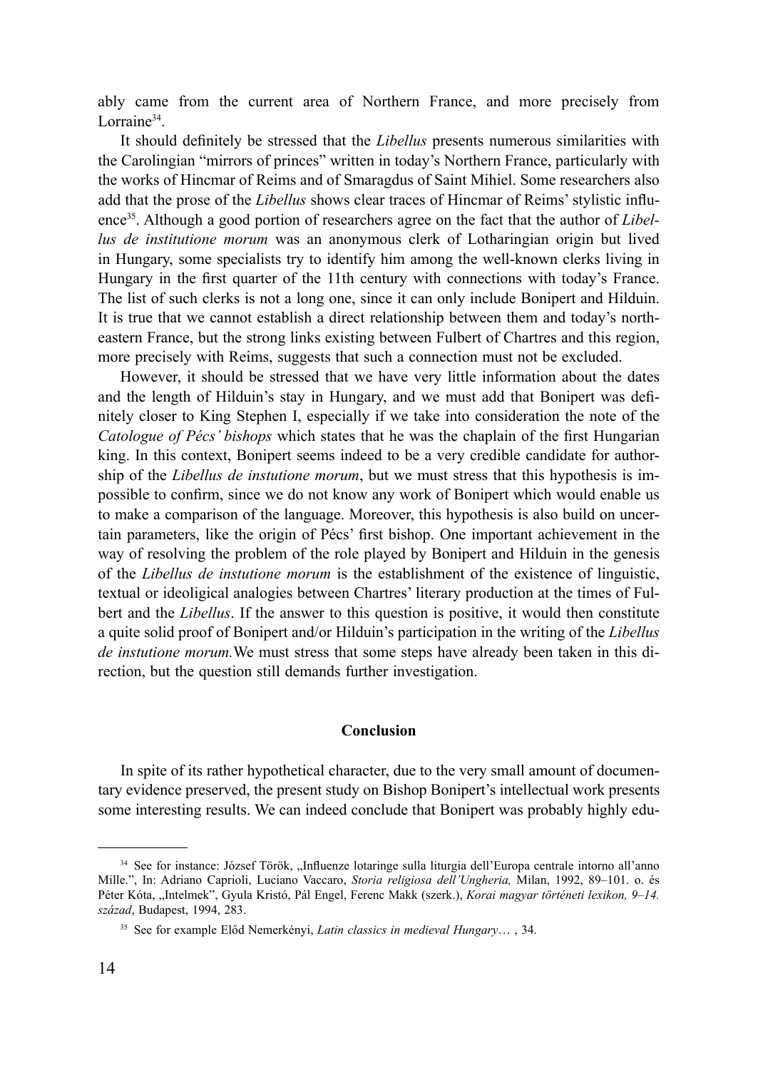ably came from the current area of Northern France, and more precisely from Lorraine[34].

It should definitely be stressed that the *Libellus* presents numerous similarities with the Carolingian "mirrors of princes" written in today's Northern France, particularly with the works of Hincmar of Reims and of Smaragdus of Saint Mihiel. Some researchers also add that the prose of the *Libellus* shows clear traces of Hincmar of Reims' stylistic influence[35]. Although a good portion of researchers agree on the fact that the author of *Libellus de institutione morum* was an anonymous clerk of Lotharingian origin but lived in Hungary, some specialists try to identify him among the well-known clerks living in Hungary in the first quarter of the 11th century with connections with today's France. The list of such clerks is not a long one, since it can only include Bonipert and Hilduin. It is true that we cannot establish a direct relationship between them and today's north-eastern France, but the strong links existing between Fulbert of Chartres and this region, more precisely with Reims, suggests that such a connection must not be excluded.

However, it should be stressed that we have very little information about the dates and the length of Hilduin's stay in Hungary, and we must add that Bonipert was definitely closer to King Stephen I, especially if we take into consideration the note of the *Catologue of Pécs' bishops* which states that he was the chaplain of the first Hungarian king. In this context, Bonipert seems indeed to be a very credible candidate for authorship of the *Libellus de instutione morum*, but we must stress that this hypothesis is impossible to confirm, since we do not know any work of Bonipert which would enable us to make a comparison of the language. Moreover, this hypothesis is also build on uncertain parameters, like the origin of Pécs' first bishop. One important achievement in the way of resolving the problem of the role played by Bonipert and Hilduin in the genesis of the *Libellus de instutione morum* is the establishment of the existence of linguistic, textual or ideoligical analogies between Chartres' literary production at the times of Fulbert and the *Libellus*. If the answer to this question is positive, it would then constitute a quite solid proof of Bonipert and/or Hilduin's participation in the writing of the *Libellus de instutione morum.*We must stress that some steps have already been taken in this direction, but the question still demands further investigation.

## Conclusion

In spite of its rather hypothetical character, due to the very small amount of documentary evidence preserved, the present study on Bishop Bonipert's intellectual work presents some interesting results. We can indeed conclude that Bonipert was probably highly edu-

---

[34] See for instance: József Török, „Influenze lotaringe sulla liturgia dell'Europa centrale intorno all'anno Mille.", In: Adriano Caprioli, Luciano Vaccaro, *Storia religiosa dell'Ungheria,* Milan, 1992, 89–101. o. és Péter Kóta, „Intelmek", Gyula Kristó, Pál Engel, Ferenc Makk (szerk.), *Korai magyar történeti lexikon, 9–14. század*, Budapest, 1994, 283.

[35] See for example Előd Nemerkényi, *Latin classics in medieval Hungary*… , 34.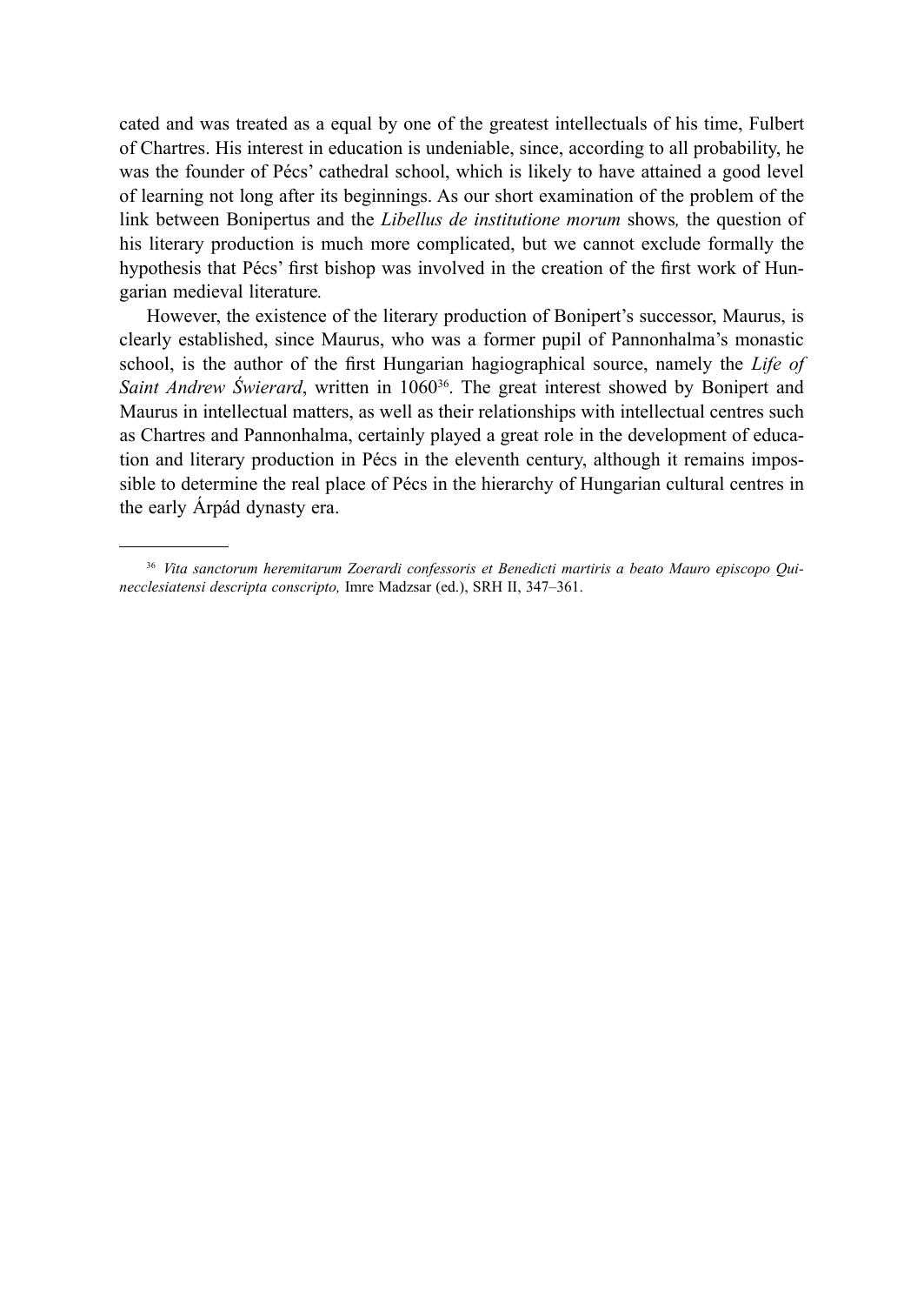cated and was treated as a equal by one of the greatest intellectuals of his time, Fulbert of Chartres. His interest in education is undeniable, since, according to all probability, he was the founder of Pécs' cathedral school, which is likely to have attained a good level of learning not long after its beginnings. As our short examination of the problem of the link between Bonipertus and the *Libellus de institutione morum* shows, the question of his literary production is much more complicated, but we cannot exclude formally the hypothesis that Pécs' first bishop was involved in the creation of the first work of Hungarian medieval literature.

However, the existence of the literary production of Bonipert's successor, Maurus, is clearly established, since Maurus, who was a former pupil of Pannonhalma's monastic school, is the author of the first Hungarian hagiographical source, namely the *Life of Saint Andrew Świerard*, written in 1060[36]. The great interest showed by Bonipert and Maurus in intellectual matters, as well as their relationships with intellectual centres such as Chartres and Pannonhalma, certainly played a great role in the development of education and literary production in Pécs in the eleventh century, although it remains impossible to determine the real place of Pécs in the hierarchy of Hungarian cultural centres in the early Árpád dynasty era.

---

[36] *Vita sanctorum heremitarum Zoerardi confessoris et Benedicti martiris a beato Mauro episcopo Quinecclesiatensi descripta conscripto,* Imre Madzsar (ed.), SRH II, 347–361.